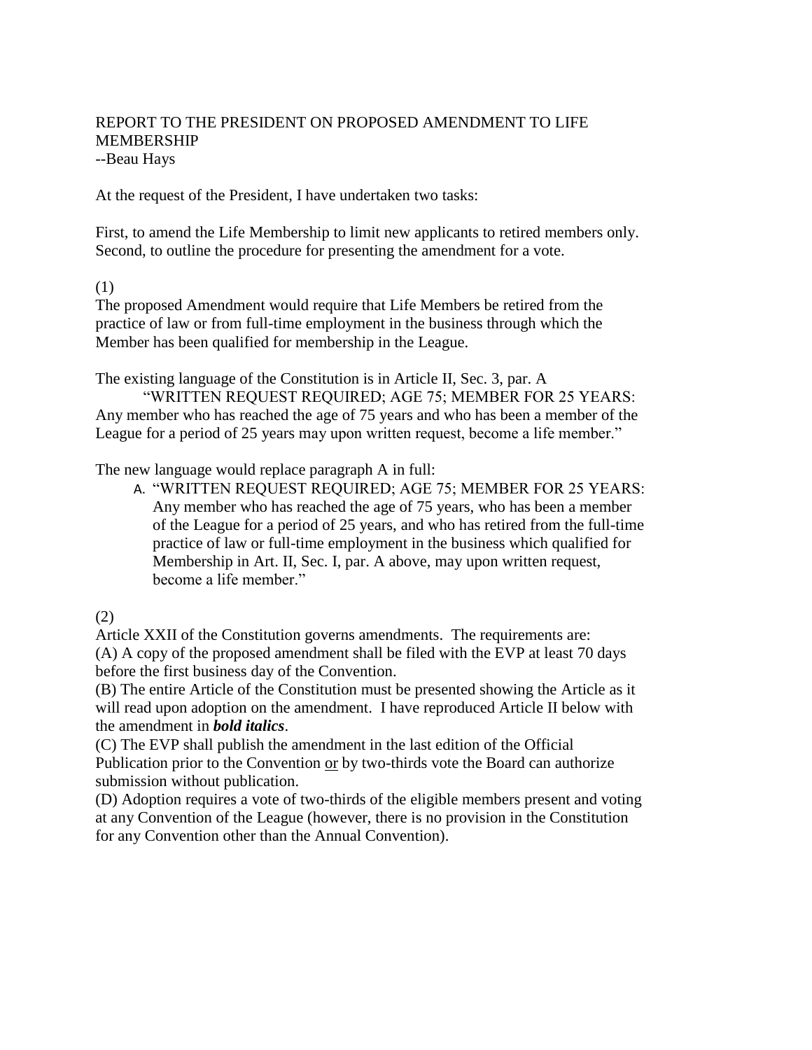REPORT TO THE PRESIDENT ON PROPOSED AMENDMENT TO LIFE MEMBERSHIP
--Beau Hays

At the request of the President, I have undertaken two tasks:

First, to amend the Life Membership to limit new applicants to retired members only.
Second, to outline the procedure for presenting the amendment for a vote.

(1)
The proposed Amendment would require that Life Members be retired from the practice of law or from full-time employment in the business through which the Member has been qualified for membership in the League.

The existing language of the Constitution is in Article II, Sec. 3, par. A
"WRITTEN REQUEST REQUIRED; AGE 75; MEMBER FOR 25 YEARS: Any member who has reached the age of 75 years and who has been a member of the League for a period of 25 years may upon written request, become a life member."

The new language would replace paragraph A in full:

A. "WRITTEN REQUEST REQUIRED; AGE 75; MEMBER FOR 25 YEARS: Any member who has reached the age of 75 years, who has been a member of the League for a period of 25 years, and who has retired from the full-time practice of law or full-time employment in the business which qualified for Membership in Art. II, Sec. I, par. A above, may upon written request, become a life member."

(2)
Article XXII of the Constitution governs amendments. The requirements are:
(A) A copy of the proposed amendment shall be filed with the EVP at least 70 days before the first business day of the Convention.
(B) The entire Article of the Constitution must be presented showing the Article as it will read upon adoption on the amendment. I have reproduced Article II below with the amendment in ***bold italics***.
(C) The EVP shall publish the amendment in the last edition of the Official Publication prior to the Convention <u>or</u> by two-thirds vote the Board can authorize submission without publication.
(D) Adoption requires a vote of two-thirds of the eligible members present and voting at any Convention of the League (however, there is no provision in the Constitution for any Convention other than the Annual Convention).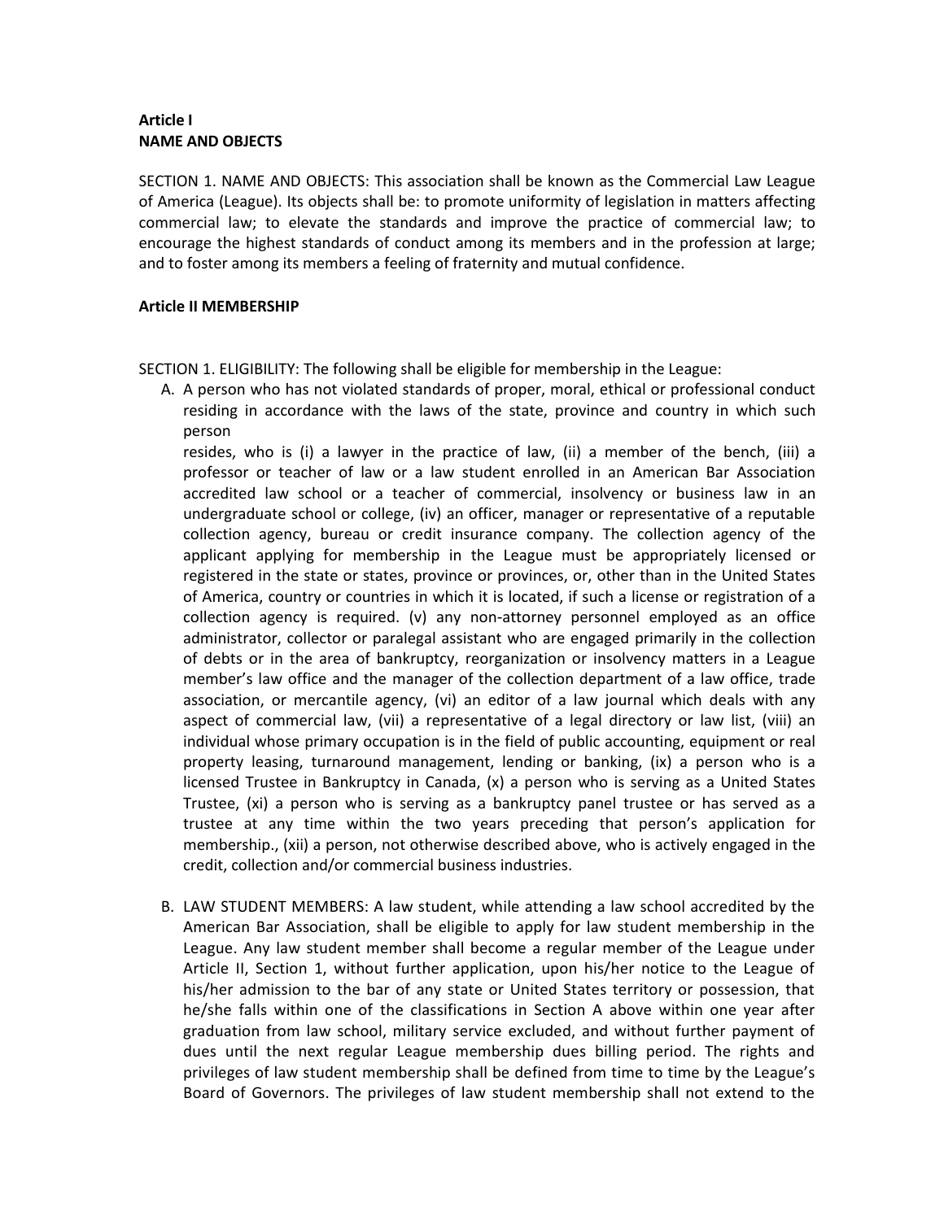**Article I**
**NAME AND OBJECTS**

SECTION 1. NAME AND OBJECTS: This association shall be known as the Commercial Law League of America (League). Its objects shall be: to promote uniformity of legislation in matters affecting commercial law; to elevate the standards and improve the practice of commercial law; to encourage the highest standards of conduct among its members and in the profession at large; and to foster among its members a feeling of fraternity and mutual confidence.

**Article II MEMBERSHIP**

SECTION 1. ELIGIBILITY: The following shall be eligible for membership in the League:

A. A person who has not violated standards of proper, moral, ethical or professional conduct residing in accordance with the laws of the state, province and country in which such person
resides, who is (i) a lawyer in the practice of law, (ii) a member of the bench, (iii) a professor or teacher of law or a law student enrolled in an American Bar Association accredited law school or a teacher of commercial, insolvency or business law in an undergraduate school or college, (iv) an officer, manager or representative of a reputable collection agency, bureau or credit insurance company. The collection agency of the applicant applying for membership in the League must be appropriately licensed or registered in the state or states, province or provinces, or, other than in the United States of America, country or countries in which it is located, if such a license or registration of a collection agency is required. (v) any non-attorney personnel employed as an office administrator, collector or paralegal assistant who are engaged primarily in the collection of debts or in the area of bankruptcy, reorganization or insolvency matters in a League member's law office and the manager of the collection department of a law office, trade association, or mercantile agency, (vi) an editor of a law journal which deals with any aspect of commercial law, (vii) a representative of a legal directory or law list, (viii) an individual whose primary occupation is in the field of public accounting, equipment or real property leasing, turnaround management, lending or banking, (ix) a person who is a licensed Trustee in Bankruptcy in Canada, (x) a person who is serving as a United States Trustee, (xi) a person who is serving as a bankruptcy panel trustee or has served as a trustee at any time within the two years preceding that person's application for membership., (xii) a person, not otherwise described above, who is actively engaged in the credit, collection and/or commercial business industries.

B. LAW STUDENT MEMBERS: A law student, while attending a law school accredited by the American Bar Association, shall be eligible to apply for law student membership in the League. Any law student member shall become a regular member of the League under Article II, Section 1, without further application, upon his/her notice to the League of his/her admission to the bar of any state or United States territory or possession, that he/she falls within one of the classifications in Section A above within one year after graduation from law school, military service excluded, and without further payment of dues until the next regular League membership dues billing period. The rights and privileges of law student membership shall be defined from time to time by the League's Board of Governors. The privileges of law student membership shall not extend to the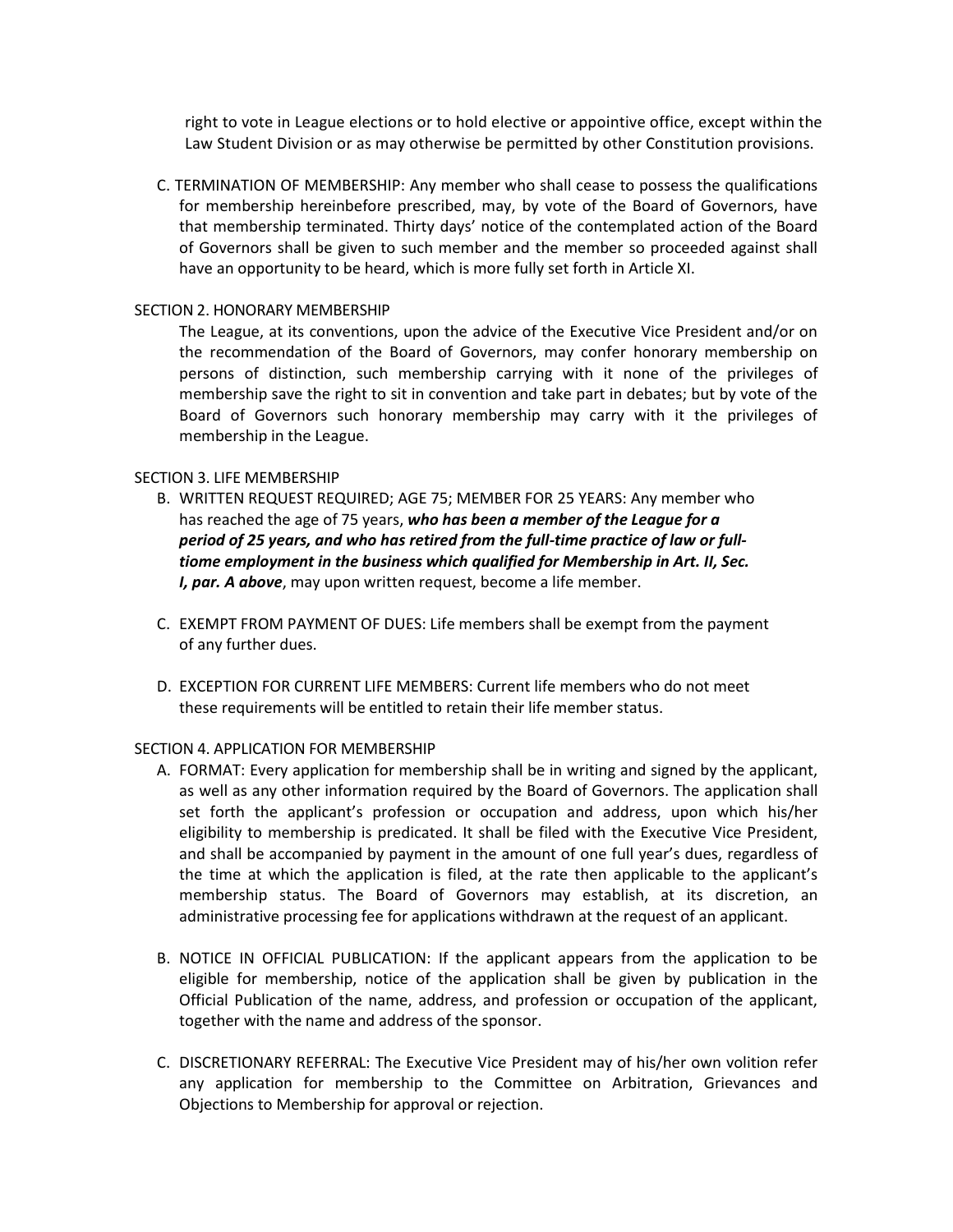right to vote in League elections or to hold elective or appointive office, except within the Law Student Division or as may otherwise be permitted by other Constitution provisions.

C. TERMINATION OF MEMBERSHIP: Any member who shall cease to possess the qualifications for membership hereinbefore prescribed, may, by vote of the Board of Governors, have that membership terminated. Thirty days' notice of the contemplated action of the Board of Governors shall be given to such member and the member so proceeded against shall have an opportunity to be heard, which is more fully set forth in Article XI.

SECTION 2. HONORARY MEMBERSHIP

The League, at its conventions, upon the advice of the Executive Vice President and/or on the recommendation of the Board of Governors, may confer honorary membership on persons of distinction, such membership carrying with it none of the privileges of membership save the right to sit in convention and take part in debates; but by vote of the Board of Governors such honorary membership may carry with it the privileges of membership in the League.

SECTION 3. LIFE MEMBERSHIP

B. WRITTEN REQUEST REQUIRED; AGE 75; MEMBER FOR 25 YEARS: Any member who has reached the age of 75 years, ***who has been a member of the League for a period of 25 years, and who has retired from the full-time practice of law or full-tiome employment in the business which qualified for Membership in Art. II, Sec. I, par. A above***, may upon written request, become a life member.

C. EXEMPT FROM PAYMENT OF DUES: Life members shall be exempt from the payment of any further dues.

D. EXCEPTION FOR CURRENT LIFE MEMBERS: Current life members who do not meet these requirements will be entitled to retain their life member status.

SECTION 4. APPLICATION FOR MEMBERSHIP

A. FORMAT: Every application for membership shall be in writing and signed by the applicant, as well as any other information required by the Board of Governors. The application shall set forth the applicant's profession or occupation and address, upon which his/her eligibility to membership is predicated. It shall be filed with the Executive Vice President, and shall be accompanied by payment in the amount of one full year's dues, regardless of the time at which the application is filed, at the rate then applicable to the applicant's membership status. The Board of Governors may establish, at its discretion, an administrative processing fee for applications withdrawn at the request of an applicant.

B. NOTICE IN OFFICIAL PUBLICATION: If the applicant appears from the application to be eligible for membership, notice of the application shall be given by publication in the Official Publication of the name, address, and profession or occupation of the applicant, together with the name and address of the sponsor.

C. DISCRETIONARY REFERRAL: The Executive Vice President may of his/her own volition refer any application for membership to the Committee on Arbitration, Grievances and Objections to Membership for approval or rejection.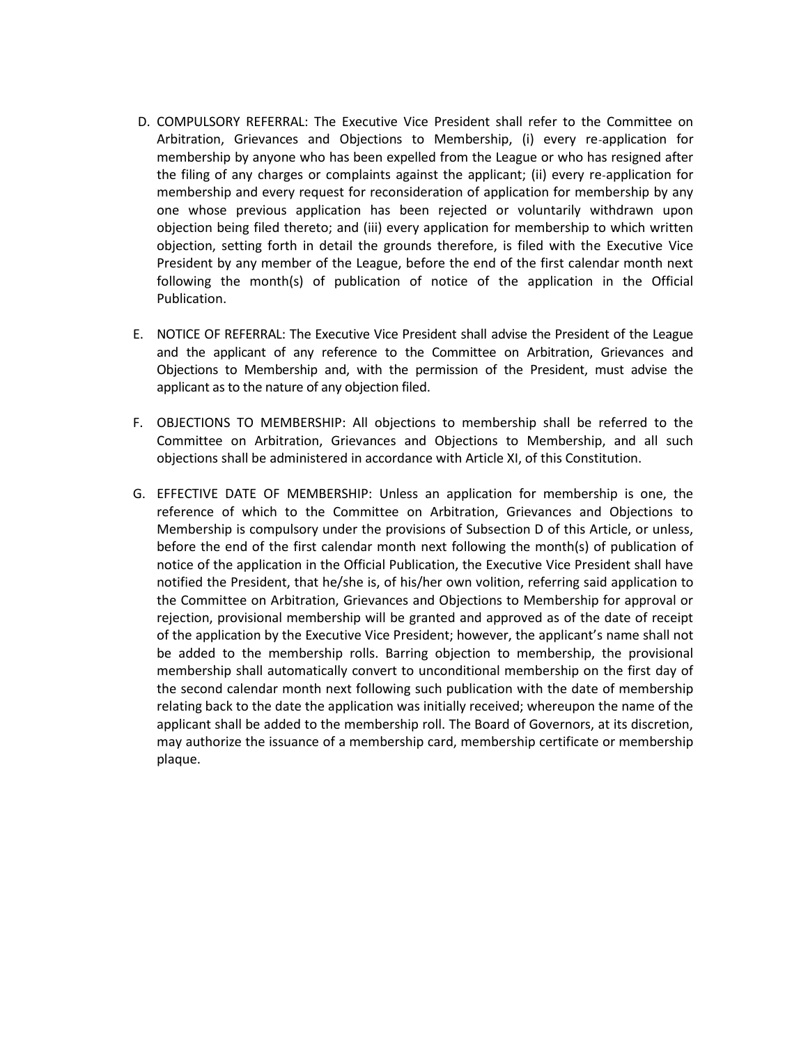D. COMPULSORY REFERRAL: The Executive Vice President shall refer to the Committee on Arbitration, Grievances and Objections to Membership, (i) every re-application for membership by anyone who has been expelled from the League or who has resigned after the filing of any charges or complaints against the applicant; (ii) every re-application for membership and every request for reconsideration of application for membership by any one whose previous application has been rejected or voluntarily withdrawn upon objection being filed thereto; and (iii) every application for membership to which written objection, setting forth in detail the grounds therefore, is filed with the Executive Vice President by any member of the League, before the end of the first calendar month next following the month(s) of publication of notice of the application in the Official Publication.

E. NOTICE OF REFERRAL: The Executive Vice President shall advise the President of the League and the applicant of any reference to the Committee on Arbitration, Grievances and Objections to Membership and, with the permission of the President, must advise the applicant as to the nature of any objection filed.

F. OBJECTIONS TO MEMBERSHIP: All objections to membership shall be referred to the Committee on Arbitration, Grievances and Objections to Membership, and all such objections shall be administered in accordance with Article XI, of this Constitution.

G. EFFECTIVE DATE OF MEMBERSHIP: Unless an application for membership is one, the reference of which to the Committee on Arbitration, Grievances and Objections to Membership is compulsory under the provisions of Subsection D of this Article, or unless, before the end of the first calendar month next following the month(s) of publication of notice of the application in the Official Publication, the Executive Vice President shall have notified the President, that he/she is, of his/her own volition, referring said application to the Committee on Arbitration, Grievances and Objections to Membership for approval or rejection, provisional membership will be granted and approved as of the date of receipt of the application by the Executive Vice President; however, the applicant's name shall not be added to the membership rolls. Barring objection to membership, the provisional membership shall automatically convert to unconditional membership on the first day of the second calendar month next following such publication with the date of membership relating back to the date the application was initially received; whereupon the name of the applicant shall be added to the membership roll. The Board of Governors, at its discretion, may authorize the issuance of a membership card, membership certificate or membership plaque.